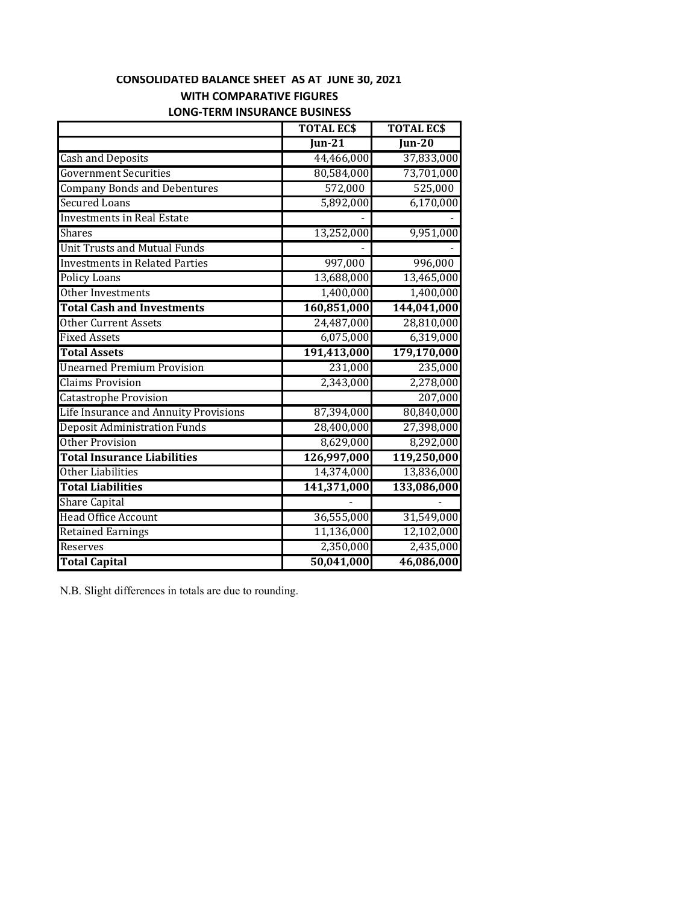# CONSOLIDATED BALANCE SHEET AS AT JUNE 30, 2021

## WITH COMPARATIVE FIGURES

## LONG-TERM INSURANCE BUSINESS

| | TOTAL EC$ | TOTAL EC$ |
|---|---|---|
| | Jun-21 | Jun-20 |
| Cash and Deposits | 44,466,000 | 37,833,000 |
| Government Securities | 80,584,000 | 73,701,000 |
| Company Bonds and Debentures | 572,000 | 525,000 |
| Secured Loans | 5,892,000 | 6,170,000 |
| Investments in Real Estate | - | - |
| Shares | 13,252,000 | 9,951,000 |
| Unit Trusts and Mutual Funds | - | - |
| Investments in Related Parties | 997,000 | 996,000 |
| Policy Loans | 13,688,000 | 13,465,000 |
| Other Investments | 1,400,000 | 1,400,000 |
| **Total Cash and Investments** | **160,851,000** | **144,041,000** |
| Other Current Assets | 24,487,000 | 28,810,000 |
| Fixed Assets | 6,075,000 | 6,319,000 |
| **Total Assets** | **191,413,000** | **179,170,000** |
| Unearned Premium Provision | 231,000 | 235,000 |
| Claims Provision | 2,343,000 | 2,278,000 |
| Catastrophe Provision | | 207,000 |
| Life Insurance and Annuity Provisions | 87,394,000 | 80,840,000 |
| Deposit Administration Funds | 28,400,000 | 27,398,000 |
| Other Provision | 8,629,000 | 8,292,000 |
| **Total Insurance Liabilities** | **126,997,000** | **119,250,000** |
| Other Liabilities | 14,374,000 | 13,836,000 |
| **Total Liabilities** | **141,371,000** | **133,086,000** |
| Share Capital | - | - |
| Head Office Account | 36,555,000 | 31,549,000 |
| Retained Earnings | 11,136,000 | 12,102,000 |
| Reserves | 2,350,000 | 2,435,000 |
| **Total Capital** | **50,041,000** | **46,086,000** |

N.B. Slight differences in totals are due to rounding.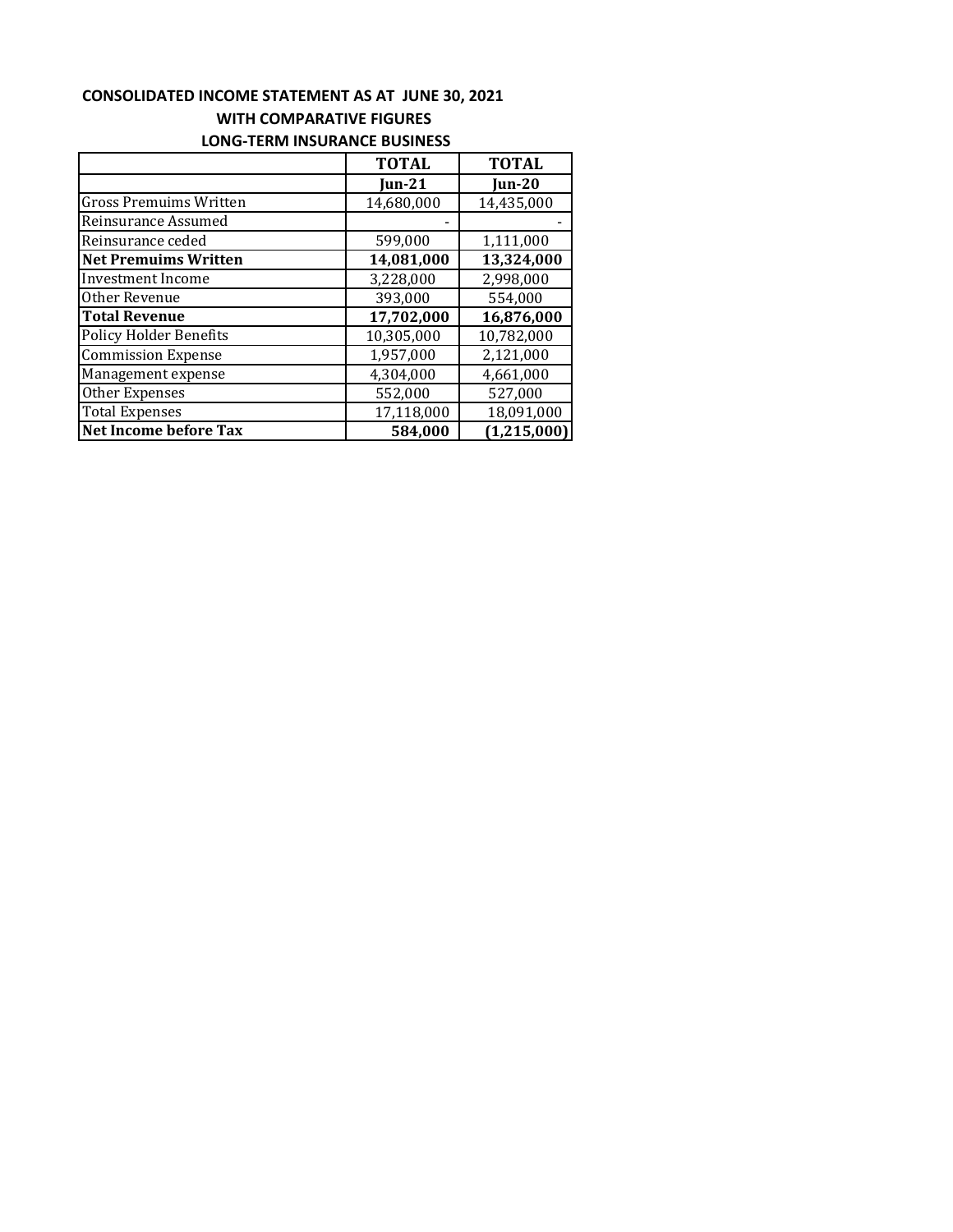## CONSOLIDATED INCOME STATEMENT AS AT JUNE 30, 2021
### WITH COMPARATIVE FIGURES
### LONG-TERM INSURANCE BUSINESS

| | **TOTAL** | **TOTAL** |
|---|---|---|
| | **Jun-21** | **Jun-20** |
| Gross Premuims Written | 14,680,000 | 14,435,000 |
| Reinsurance Assumed | - | - |
| Reinsurance ceded | 599,000 | 1,111,000 |
| **Net Premuims Written** | **14,081,000** | **13,324,000** |
| Investment Income | 3,228,000 | 2,998,000 |
| Other Revenue | 393,000 | 554,000 |
| **Total Revenue** | **17,702,000** | **16,876,000** |
| Policy Holder Benefits | 10,305,000 | 10,782,000 |
| Commission Expense | 1,957,000 | 2,121,000 |
| Management expense | 4,304,000 | 4,661,000 |
| Other Expenses | 552,000 | 527,000 |
| Total Expenses | 17,118,000 | 18,091,000 |
| **Net Income before Tax** | **584,000** | **(1,215,000)** |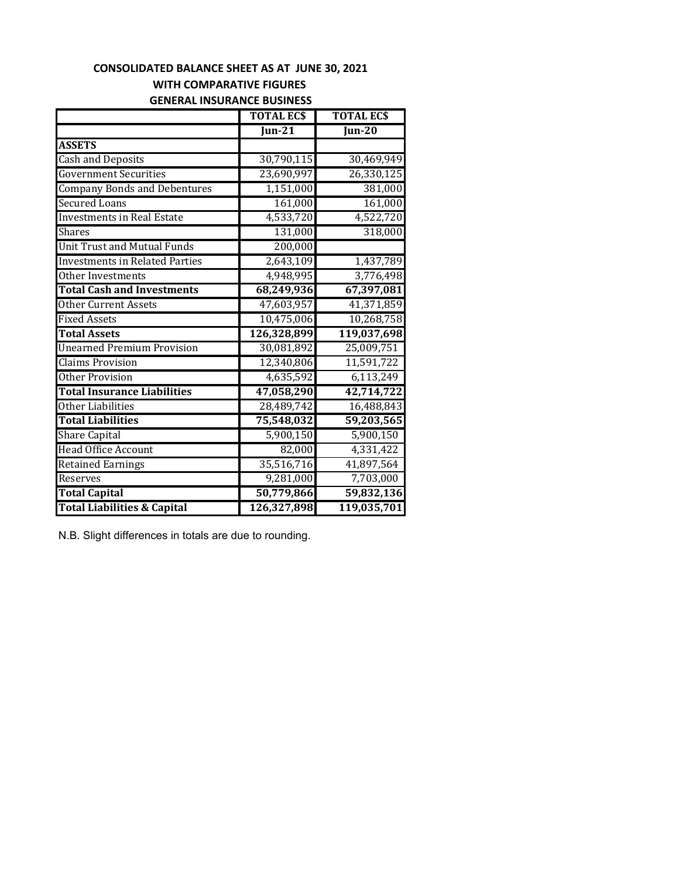## CONSOLIDATED BALANCE SHEET AS AT JUNE 30, 2021
### WITH COMPARATIVE FIGURES
### GENERAL INSURANCE BUSINESS

| | TOTAL EC$ | TOTAL EC$ |
|---|---|---|
| | Jun-21 | Jun-20 |
| **ASSETS** | | |
| Cash and Deposits | 30,790,115 | 30,469,949 |
| Government Securities | 23,690,997 | 26,330,125 |
| Company Bonds and Debentures | 1,151,000 | 381,000 |
| Secured Loans | 161,000 | 161,000 |
| Investments in Real Estate | 4,533,720 | 4,522,720 |
| Shares | 131,000 | 318,000 |
| Unit Trust and Mutual Funds | 200,000 | |
| Investments in Related Parties | 2,643,109 | 1,437,789 |
| Other Investments | 4,948,995 | 3,776,498 |
| **Total Cash and Investments** | **68,249,936** | **67,397,081** |
| Other Current Assets | 47,603,957 | 41,371,859 |
| Fixed Assets | 10,475,006 | 10,268,758 |
| **Total Assets** | **126,328,899** | **119,037,698** |
| Unearned Premium Provision | 30,081,892 | 25,009,751 |
| Claims Provision | 12,340,806 | 11,591,722 |
| Other Provision | 4,635,592 | 6,113,249 |
| **Total Insurance Liabilities** | **47,058,290** | **42,714,722** |
| Other Liabilities | 28,489,742 | 16,488,843 |
| **Total Liabilities** | **75,548,032** | **59,203,565** |
| Share Capital | 5,900,150 | 5,900,150 |
| Head Office Account | 82,000 | 4,331,422 |
| Retained Earnings | 35,516,716 | 41,897,564 |
| Reserves | 9,281,000 | 7,703,000 |
| **Total Capital** | **50,779,866** | **59,832,136** |
| **Total Liabilities & Capital** | **126,327,898** | **119,035,701** |

N.B. Slight differences in totals are due to rounding.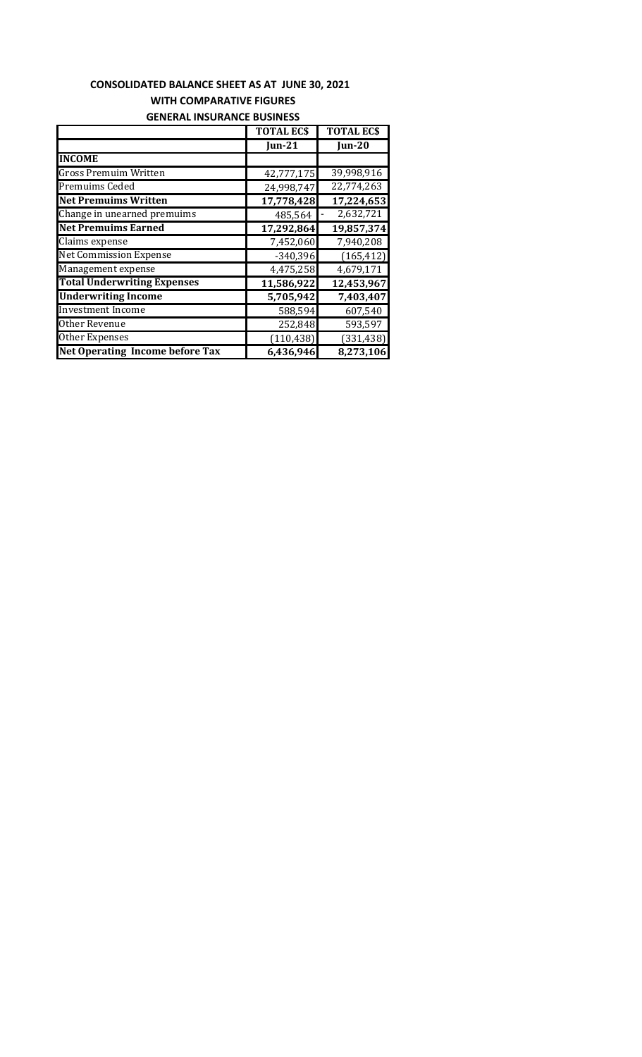**CONSOLIDATED BALANCE SHEET AS AT JUNE 30, 2021**

**WITH COMPARATIVE FIGURES**

**GENERAL INSURANCE BUSINESS**

| | TOTAL EC$ | TOTAL EC$ |
|---|---|---|
| | Jun-21 | Jun-20 |
| **INCOME** | | |
| Gross Premuim Written | 42,777,175 | 39,998,916 |
| Premuims Ceded | 24,998,747 | 22,774,263 |
| **Net Premuims Written** | **17,778,428** | **17,224,653** |
| Change in unearned premuims | 485,564 | - 2,632,721 |
| **Net Premuims Earned** | **17,292,864** | **19,857,374** |
| Claims expense | 7,452,060 | 7,940,208 |
| Net Commission Expense | -340,396 | (165,412) |
| Management expense | 4,475,258 | 4,679,171 |
| **Total Underwriting Expenses** | **11,586,922** | **12,453,967** |
| **Underwriting Income** | **5,705,942** | **7,403,407** |
| Investment Income | 588,594 | 607,540 |
| Other Revenue | 252,848 | 593,597 |
| Other Expenses | (110,438) | (331,438) |
| **Net Operating Income before Tax** | **6,436,946** | **8,273,106** |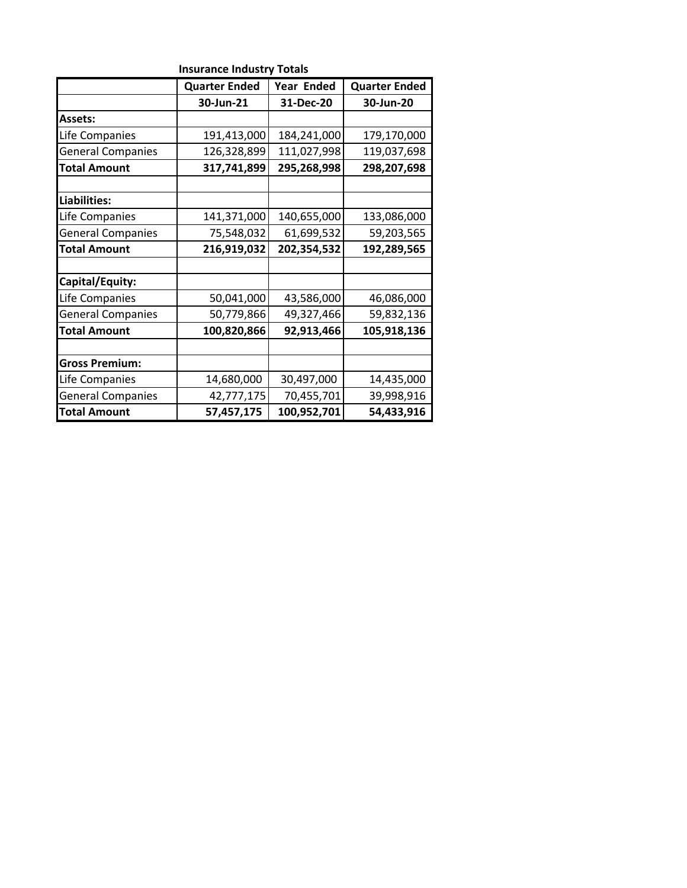**Insurance Industry Totals**

| | Quarter Ended | Year Ended | Quarter Ended |
|---|---|---|---|
| | 30-Jun-21 | 31-Dec-20 | 30-Jun-20 |
| **Assets:** | | | |
| Life Companies | 191,413,000 | 184,241,000 | 179,170,000 |
| General Companies | 126,328,899 | 111,027,998 | 119,037,698 |
| **Total Amount** | **317,741,899** | **295,268,998** | **298,207,698** |
| | | | |
| **Liabilities:** | | | |
| Life Companies | 141,371,000 | 140,655,000 | 133,086,000 |
| General Companies | 75,548,032 | 61,699,532 | 59,203,565 |
| **Total Amount** | **216,919,032** | **202,354,532** | **192,289,565** |
| | | | |
| **Capital/Equity:** | | | |
| Life Companies | 50,041,000 | 43,586,000 | 46,086,000 |
| General Companies | 50,779,866 | 49,327,466 | 59,832,136 |
| **Total Amount** | **100,820,866** | **92,913,466** | **105,918,136** |
| | | | |
| **Gross Premium:** | | | |
| Life Companies | 14,680,000 | 30,497,000 | 14,435,000 |
| General Companies | 42,777,175 | 70,455,701 | 39,998,916 |
| **Total Amount** | **57,457,175** | **100,952,701** | **54,433,916** |